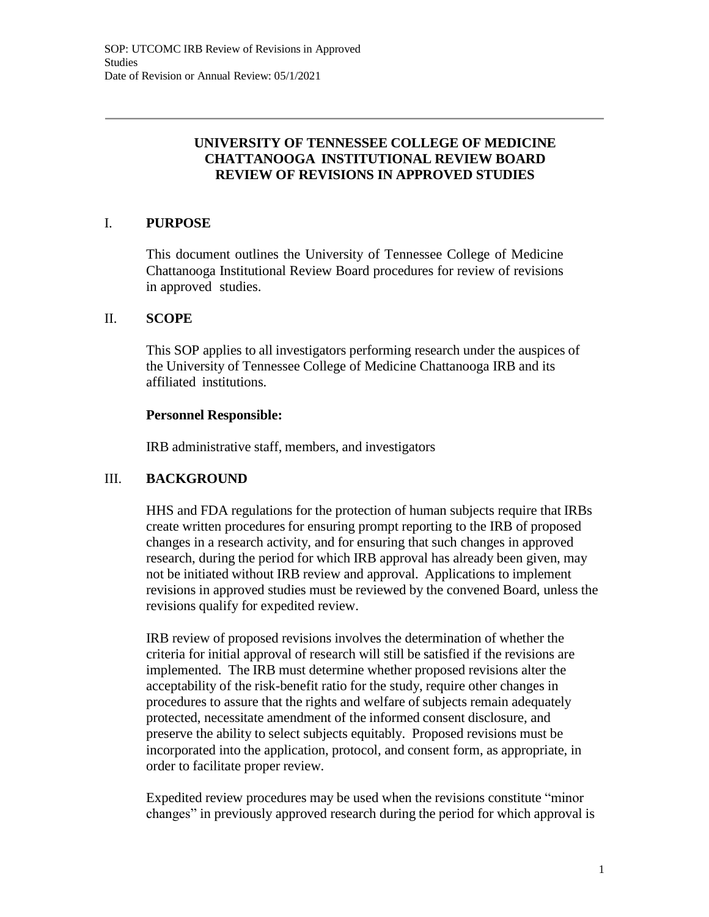# UNIVERSITY OF TENNESSEE COLLEGE OF MEDICINE CHATTANOOGA INSTITUTIONAL REVIEW BOARD REVIEW OF REVISIONS IN APPROVED STUDIES

## I. PURPOSE

This document outlines the University of Tennessee College of Medicine Chattanooga Institutional Review Board procedures for review of revisions in approved studies.

## II. SCOPE

This SOP applies to all investigators performing research under the auspices of the University of Tennessee College of Medicine Chattanooga IRB and its affiliated institutions.

**Personnel Responsible:**

IRB administrative staff, members, and investigators

## III. BACKGROUND

HHS and FDA regulations for the protection of human subjects require that IRBs create written procedures for ensuring prompt reporting to the IRB of proposed changes in a research activity, and for ensuring that such changes in approved research, during the period for which IRB approval has already been given, may not be initiated without IRB review and approval. Applications to implement revisions in approved studies must be reviewed by the convened Board, unless the revisions qualify for expedited review.

IRB review of proposed revisions involves the determination of whether the criteria for initial approval of research will still be satisfied if the revisions are implemented. The IRB must determine whether proposed revisions alter the acceptability of the risk-benefit ratio for the study, require other changes in procedures to assure that the rights and welfare of subjects remain adequately protected, necessitate amendment of the informed consent disclosure, and preserve the ability to select subjects equitably. Proposed revisions must be incorporated into the application, protocol, and consent form, as appropriate, in order to facilitate proper review.

Expedited review procedures may be used when the revisions constitute "minor changes" in previously approved research during the period for which approval is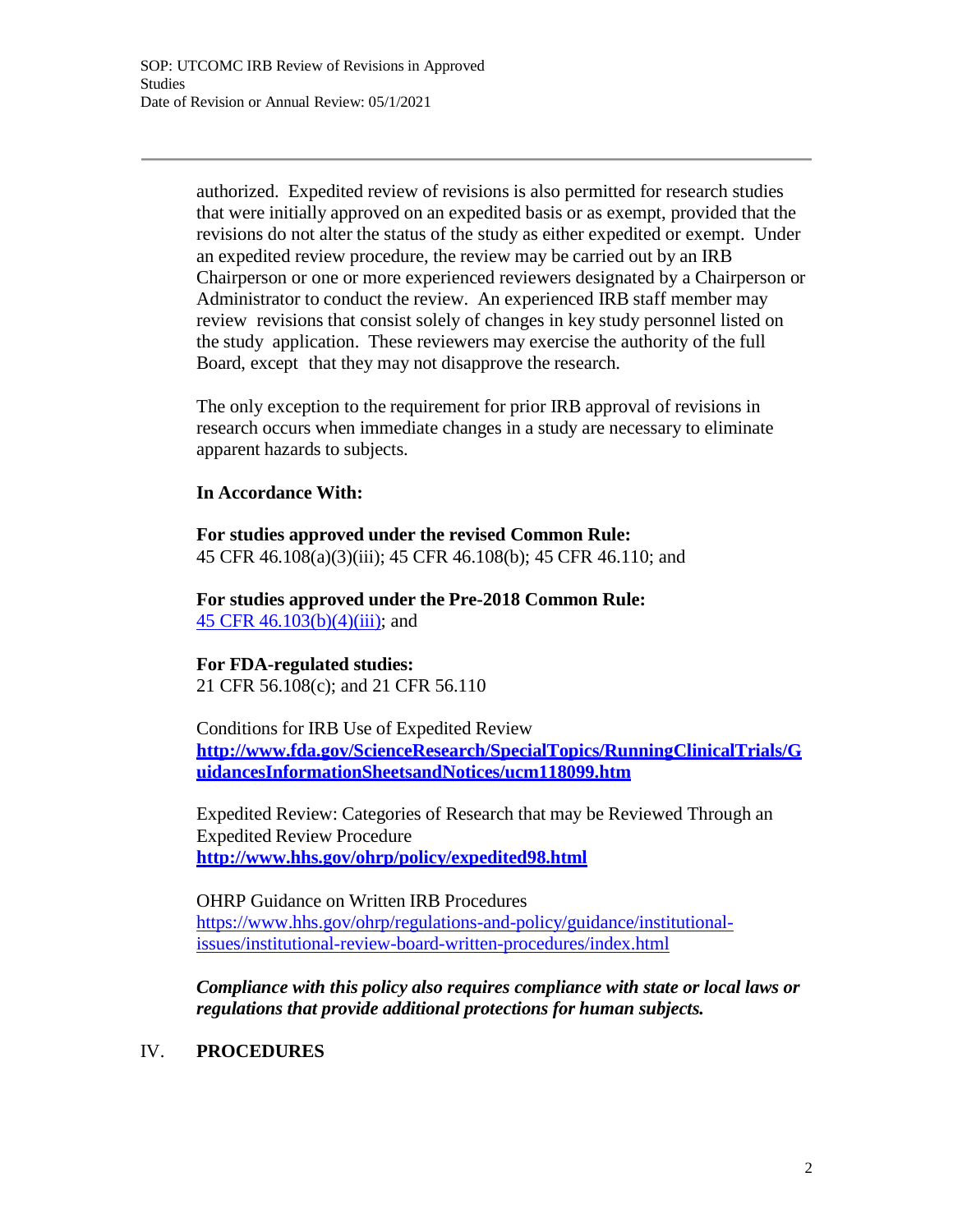authorized. Expedited review of revisions is also permitted for research studies that were initially approved on an expedited basis or as exempt, provided that the revisions do not alter the status of the study as either expedited or exempt. Under an expedited review procedure, the review may be carried out by an IRB Chairperson or one or more experienced reviewers designated by a Chairperson or Administrator to conduct the review. An experienced IRB staff member may review revisions that consist solely of changes in key study personnel listed on the study application. These reviewers may exercise the authority of the full Board, except that they may not disapprove the research.

The only exception to the requirement for prior IRB approval of revisions in research occurs when immediate changes in a study are necessary to eliminate apparent hazards to subjects.

**In Accordance With:**

**For studies approved under the revised Common Rule:**
45 CFR 46.108(a)(3)(iii); 45 CFR 46.108(b); 45 CFR 46.110; and

**For studies approved under the Pre-2018 Common Rule:**
45 CFR 46.103(b)(4)(iii); and

**For FDA-regulated studies:**
21 CFR 56.108(c); and 21 CFR 56.110

Conditions for IRB Use of Expedited Review
**http://www.fda.gov/ScienceResearch/SpecialTopics/RunningClinicalTrials/GuidancesInformationSheetsandNotices/ucm118099.htm**

Expedited Review: Categories of Research that may be Reviewed Through an Expedited Review Procedure
**http://www.hhs.gov/ohrp/policy/expedited98.html**

OHRP Guidance on Written IRB Procedures
https://www.hhs.gov/ohrp/regulations-and-policy/guidance/institutional-issues/institutional-review-board-written-procedures/index.html

***Compliance with this policy also requires compliance with state or local laws or regulations that provide additional protections for human subjects.***

## IV. PROCEDURES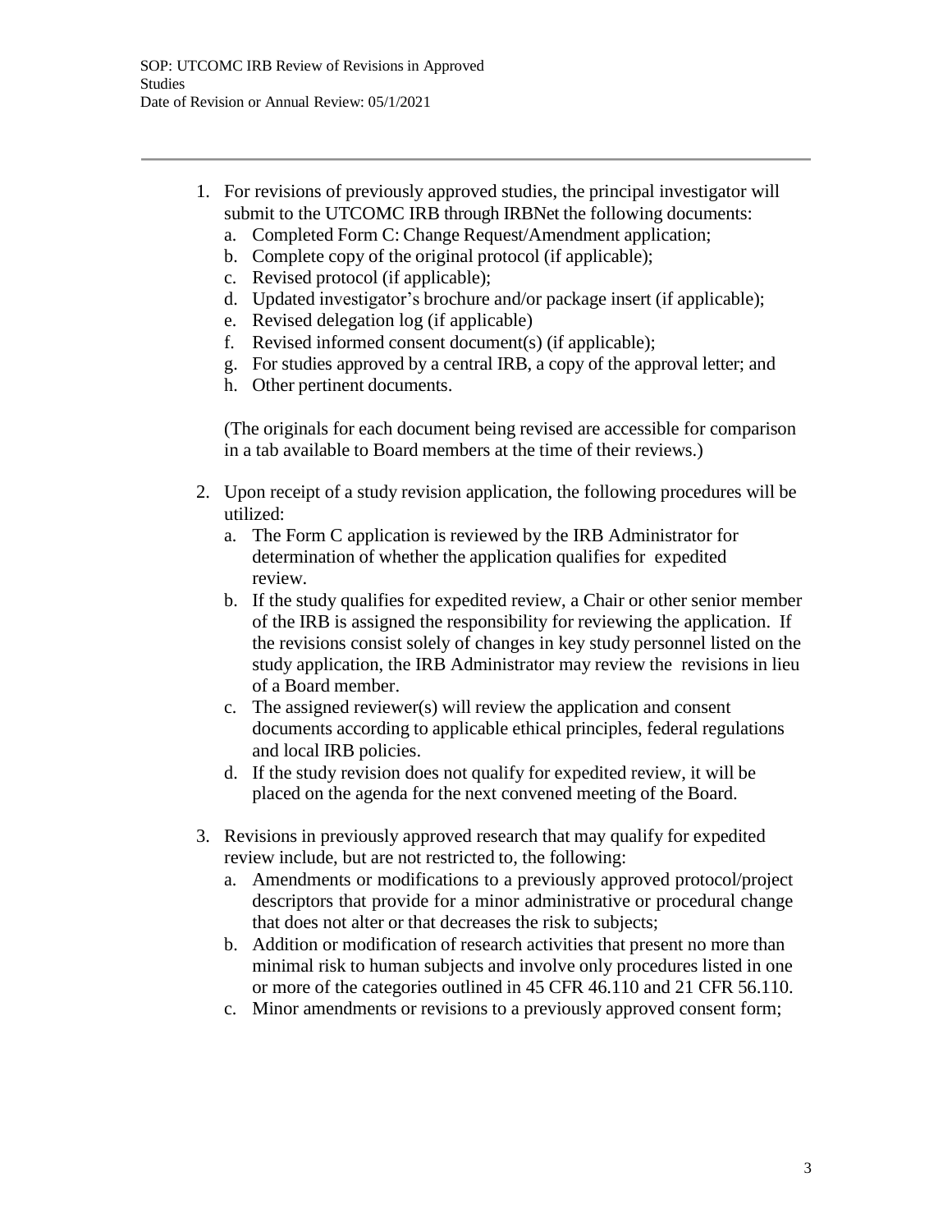1. For revisions of previously approved studies, the principal investigator will submit to the UTCOMC IRB through IRBNet the following documents:
   a. Completed Form C: Change Request/Amendment application;
   b. Complete copy of the original protocol (if applicable);
   c. Revised protocol (if applicable);
   d. Updated investigator's brochure and/or package insert (if applicable);
   e. Revised delegation log (if applicable)
   f. Revised informed consent document(s) (if applicable);
   g. For studies approved by a central IRB, a copy of the approval letter; and
   h. Other pertinent documents.

   (The originals for each document being revised are accessible for comparison in a tab available to Board members at the time of their reviews.)

2. Upon receipt of a study revision application, the following procedures will be utilized:
   a. The Form C application is reviewed by the IRB Administrator for determination of whether the application qualifies for expedited review.
   b. If the study qualifies for expedited review, a Chair or other senior member of the IRB is assigned the responsibility for reviewing the application. If the revisions consist solely of changes in key study personnel listed on the study application, the IRB Administrator may review the revisions in lieu of a Board member.
   c. The assigned reviewer(s) will review the application and consent documents according to applicable ethical principles, federal regulations and local IRB policies.
   d. If the study revision does not qualify for expedited review, it will be placed on the agenda for the next convened meeting of the Board.

3. Revisions in previously approved research that may qualify for expedited review include, but are not restricted to, the following:
   a. Amendments or modifications to a previously approved protocol/project descriptors that provide for a minor administrative or procedural change that does not alter or that decreases the risk to subjects;
   b. Addition or modification of research activities that present no more than minimal risk to human subjects and involve only procedures listed in one or more of the categories outlined in 45 CFR 46.110 and 21 CFR 56.110.
   c. Minor amendments or revisions to a previously approved consent form;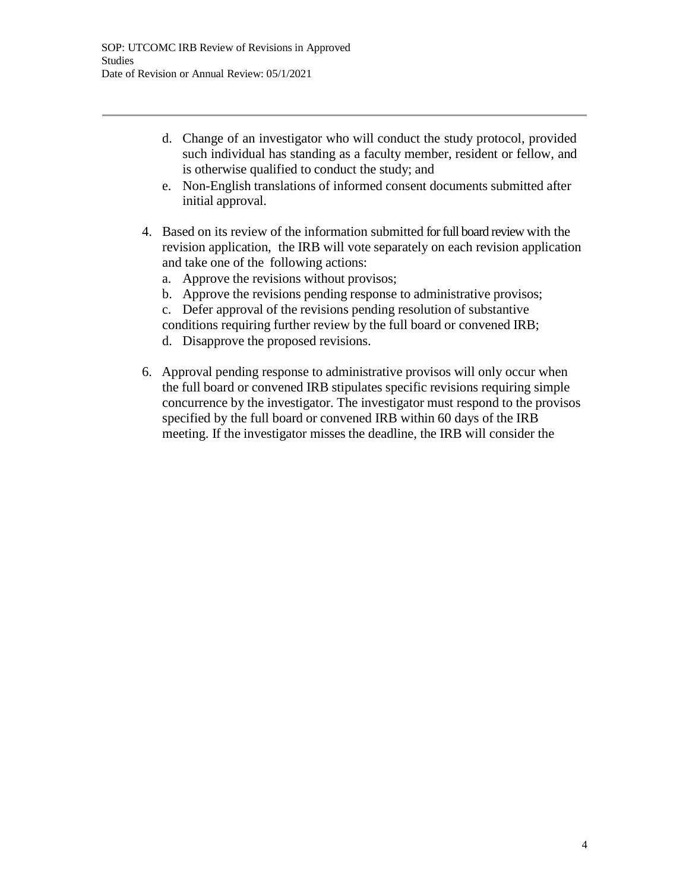d. Change of an investigator who will conduct the study protocol, provided such individual has standing as a faculty member, resident or fellow, and is otherwise qualified to conduct the study; and

e. Non-English translations of informed consent documents submitted after initial approval.

4. Based on its review of the information submitted for full board review with the revision application, the IRB will vote separately on each revision application and take one of the following actions:
   a. Approve the revisions without provisos;
   b. Approve the revisions pending response to administrative provisos;
   c. Defer approval of the revisions pending resolution of substantive conditions requiring further review by the full board or convened IRB;
   d. Disapprove the proposed revisions.

6. Approval pending response to administrative provisos will only occur when the full board or convened IRB stipulates specific revisions requiring simple concurrence by the investigator. The investigator must respond to the provisos specified by the full board or convened IRB within 60 days of the IRB meeting. If the investigator misses the deadline, the IRB will consider the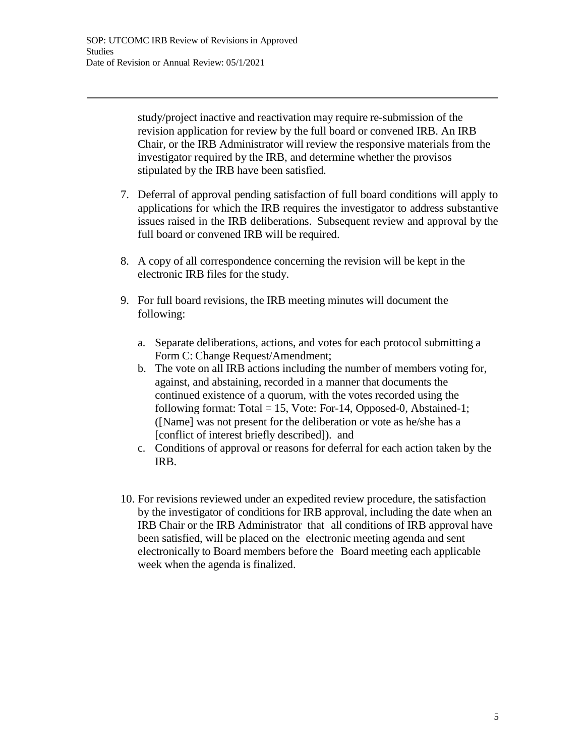study/project inactive and reactivation may require re-submission of the revision application for review by the full board or convened IRB. An IRB Chair, or the IRB Administrator will review the responsive materials from the investigator required by the IRB, and determine whether the provisos stipulated by the IRB have been satisfied.

7. Deferral of approval pending satisfaction of full board conditions will apply to applications for which the IRB requires the investigator to address substantive issues raised in the IRB deliberations. Subsequent review and approval by the full board or convened IRB will be required.

8. A copy of all correspondence concerning the revision will be kept in the electronic IRB files for the study.

9. For full board revisions, the IRB meeting minutes will document the following:

   a. Separate deliberations, actions, and votes for each protocol submitting a Form C: Change Request/Amendment;
   b. The vote on all IRB actions including the number of members voting for, against, and abstaining, recorded in a manner that documents the continued existence of a quorum, with the votes recorded using the following format: Total = 15, Vote: For-14, Opposed-0, Abstained-1; ([Name] was not present for the deliberation or vote as he/she has a [conflict of interest briefly described]). and
   c. Conditions of approval or reasons for deferral for each action taken by the IRB.

10. For revisions reviewed under an expedited review procedure, the satisfaction by the investigator of conditions for IRB approval, including the date when an IRB Chair or the IRB Administrator that all conditions of IRB approval have been satisfied, will be placed on the electronic meeting agenda and sent electronically to Board members before the Board meeting each applicable week when the agenda is finalized.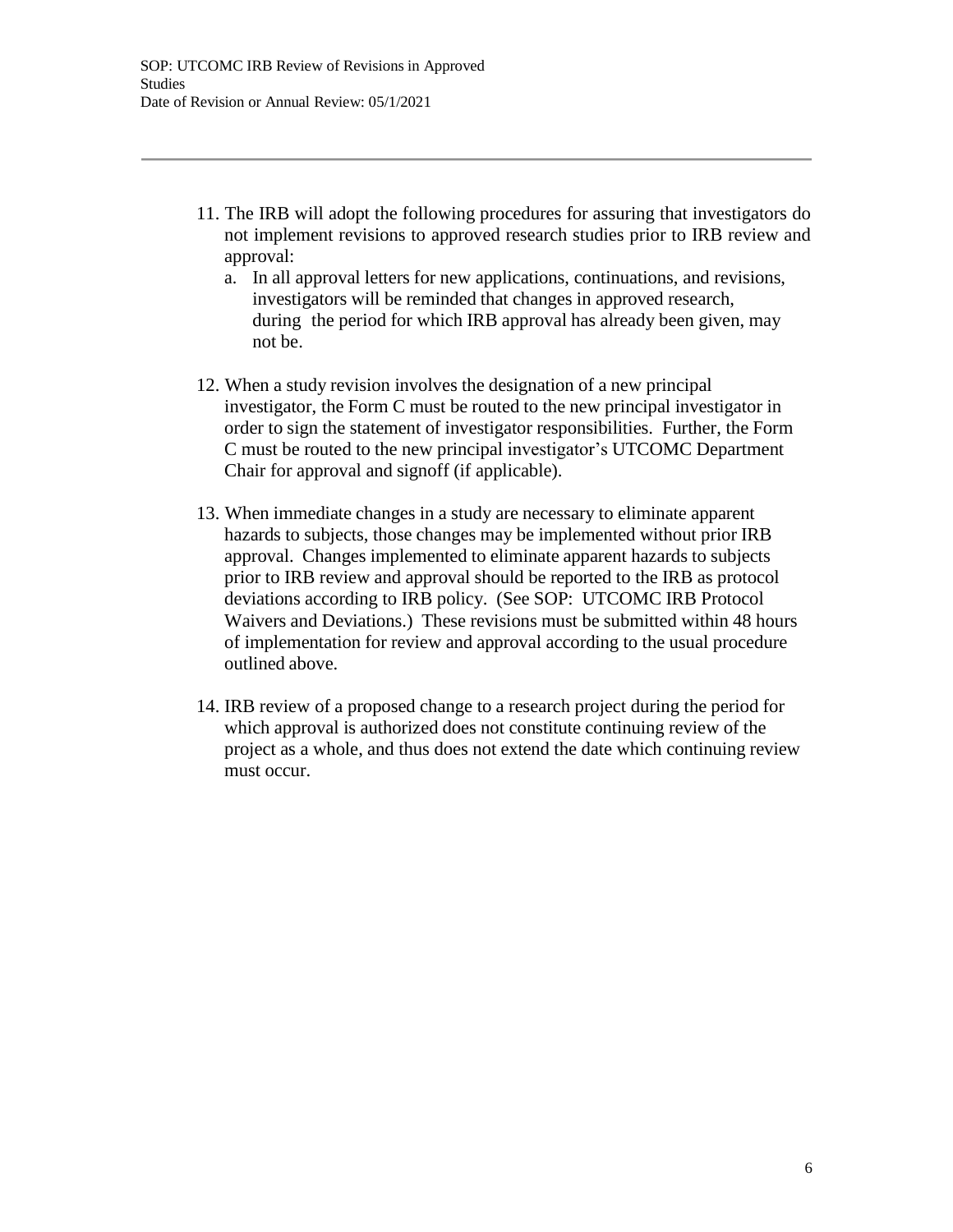11. The IRB will adopt the following procedures for assuring that investigators do not implement revisions to approved research studies prior to IRB review and approval:
    a. In all approval letters for new applications, continuations, and revisions, investigators will be reminded that changes in approved research, during the period for which IRB approval has already been given, may not be.

12. When a study revision involves the designation of a new principal investigator, the Form C must be routed to the new principal investigator in order to sign the statement of investigator responsibilities. Further, the Form C must be routed to the new principal investigator's UTCOMC Department Chair for approval and signoff (if applicable).

13. When immediate changes in a study are necessary to eliminate apparent hazards to subjects, those changes may be implemented without prior IRB approval. Changes implemented to eliminate apparent hazards to subjects prior to IRB review and approval should be reported to the IRB as protocol deviations according to IRB policy. (See SOP: UTCOMC IRB Protocol Waivers and Deviations.) These revisions must be submitted within 48 hours of implementation for review and approval according to the usual procedure outlined above.

14. IRB review of a proposed change to a research project during the period for which approval is authorized does not constitute continuing review of the project as a whole, and thus does not extend the date which continuing review must occur.